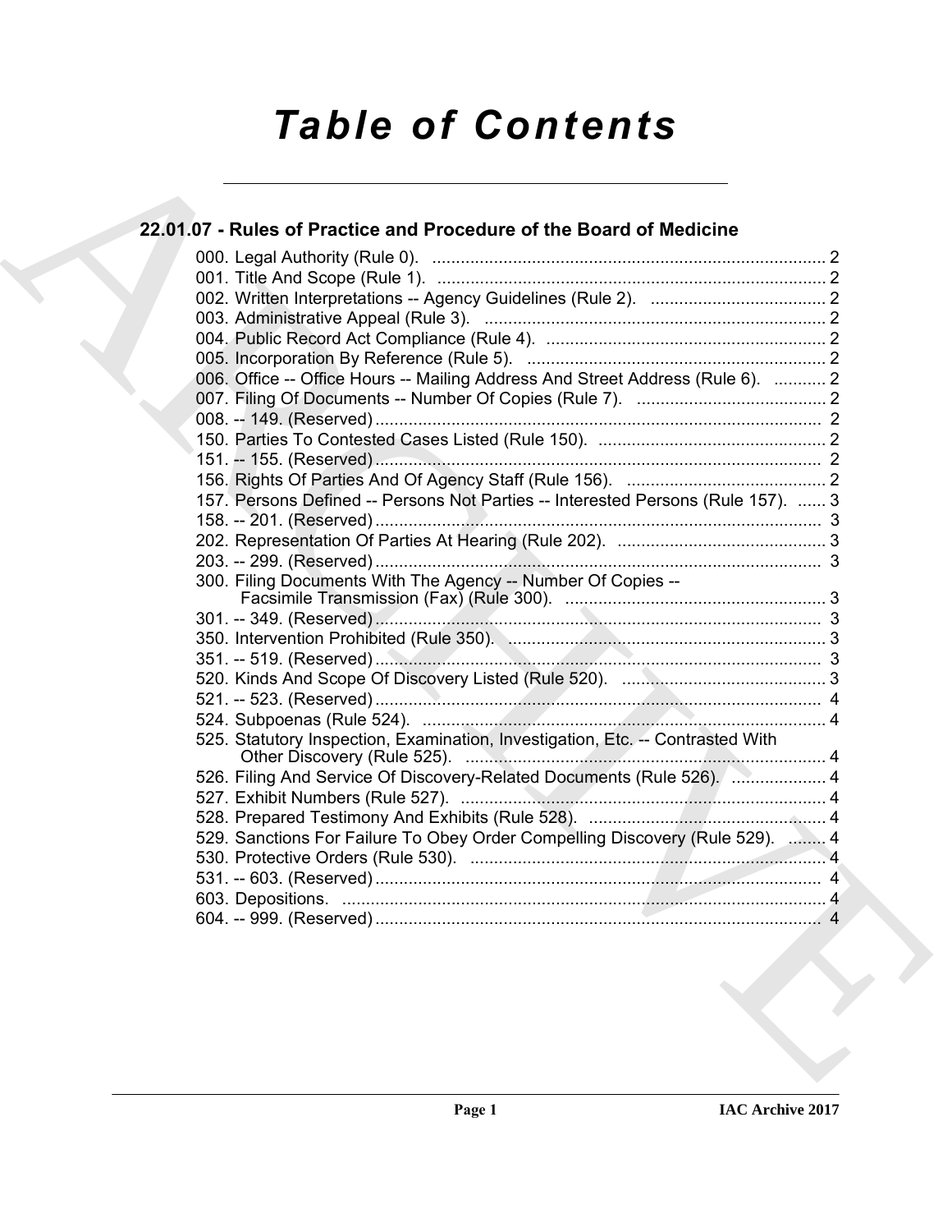# *Table of Contents*

## 22.01.07 - Rules of Practice and Procedure of the Board of Medicine

000. Legal Authority (Rule 0). ... 2
001. Title And Scope (Rule 1). ... 2
002. Written Interpretations -- Agency Guidelines (Rule 2). ... 2
003. Administrative Appeal (Rule 3). ... 2
004. Public Record Act Compliance (Rule 4). ... 2
005. Incorporation By Reference (Rule 5). ... 2
006. Office -- Office Hours -- Mailing Address And Street Address (Rule 6). ... 2
007. Filing Of Documents -- Number Of Copies (Rule 7). ... 2
008. -- 149. (Reserved) ... 2
150. Parties To Contested Cases Listed (Rule 150). ... 2
151. -- 155. (Reserved) ... 2
156. Rights Of Parties And Of Agency Staff (Rule 156). ... 2
157. Persons Defined -- Persons Not Parties -- Interested Persons (Rule 157). ... 3
158. -- 201. (Reserved) ... 3
202. Representation Of Parties At Hearing (Rule 202). ... 3
203. -- 299. (Reserved) ... 3
300. Filing Documents With The Agency -- Number Of Copies -- Facsimile Transmission (Fax) (Rule 300). ... 3
301. -- 349. (Reserved) ... 3
350. Intervention Prohibited (Rule 350). ... 3
351. -- 519. (Reserved) ... 3
520. Kinds And Scope Of Discovery Listed (Rule 520). ... 3
521. -- 523. (Reserved) ... 4
524. Subpoenas (Rule 524). ... 4
525. Statutory Inspection, Examination, Investigation, Etc. -- Contrasted With Other Discovery (Rule 525). ... 4
526. Filing And Service Of Discovery-Related Documents (Rule 526). ... 4
527. Exhibit Numbers (Rule 527). ... 4
528. Prepared Testimony And Exhibits (Rule 528). ... 4
529. Sanctions For Failure To Obey Order Compelling Discovery (Rule 529). ... 4
530. Protective Orders (Rule 530). ... 4
531. -- 603. (Reserved) ... 4
603. Depositions. ... 4
604. -- 999. (Reserved) ... 4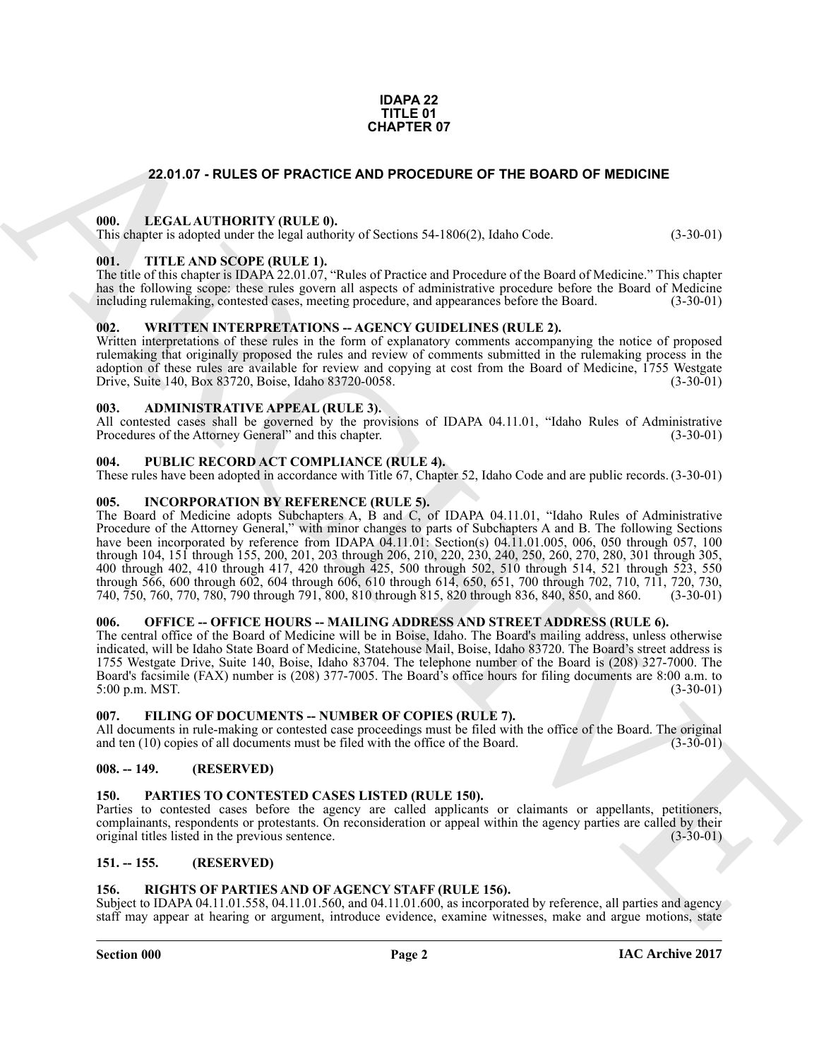**IDAPA 22**
**TITLE 01**
**CHAPTER 07**

## 22.01.07 - RULES OF PRACTICE AND PROCEDURE OF THE BOARD OF MEDICINE

### 000. LEGAL AUTHORITY (RULE 0).

This chapter is adopted under the legal authority of Sections 54-1806(2), Idaho Code. (3-30-01)

### 001. TITLE AND SCOPE (RULE 1).

The title of this chapter is IDAPA 22.01.07, "Rules of Practice and Procedure of the Board of Medicine." This chapter has the following scope: these rules govern all aspects of administrative procedure before the Board of Medicine including rulemaking, contested cases, meeting procedure, and appearances before the Board. (3-30-01)

### 002. WRITTEN INTERPRETATIONS -- AGENCY GUIDELINES (RULE 2).

Written interpretations of these rules in the form of explanatory comments accompanying the notice of proposed rulemaking that originally proposed the rules and review of comments submitted in the rulemaking process in the adoption of these rules are available for review and copying at cost from the Board of Medicine, 1755 Westgate Drive, Suite 140, Box 83720, Boise, Idaho 83720-0058. (3-30-01)

### 003. ADMINISTRATIVE APPEAL (RULE 3).

All contested cases shall be governed by the provisions of IDAPA 04.11.01, "Idaho Rules of Administrative Procedures of the Attorney General" and this chapter. (3-30-01)

### 004. PUBLIC RECORD ACT COMPLIANCE (RULE 4).

These rules have been adopted in accordance with Title 67, Chapter 52, Idaho Code and are public records. (3-30-01)

### 005. INCORPORATION BY REFERENCE (RULE 5).

The Board of Medicine adopts Subchapters A, B and C, of IDAPA 04.11.01, "Idaho Rules of Administrative Procedure of the Attorney General," with minor changes to parts of Subchapters A and B. The following Sections have been incorporated by reference from IDAPA 04.11.01: Section(s) 04.11.01.005, 006, 050 through 057, 100 through 104, 151 through 155, 200, 201, 203 through 206, 210, 220, 230, 240, 250, 260, 270, 280, 301 through 305, 400 through 402, 410 through 417, 420 through 425, 500 through 502, 510 through 514, 521 through 523, 550 through 566, 600 through 602, 604 through 606, 610 through 614, 650, 651, 700 through 702, 710, 711, 720, 730, 740, 750, 760, 770, 780, 790 through 791, 800, 810 through 815, 820 through 836, 840, 850, and 860. (3-30-01)

### 006. OFFICE -- OFFICE HOURS -- MAILING ADDRESS AND STREET ADDRESS (RULE 6).

The central office of the Board of Medicine will be in Boise, Idaho. The Board's mailing address, unless otherwise indicated, will be Idaho State Board of Medicine, Statehouse Mail, Boise, Idaho 83720. The Board's street address is 1755 Westgate Drive, Suite 140, Boise, Idaho 83704. The telephone number of the Board is (208) 327-7000. The Board's facsimile (FAX) number is (208) 377-7005. The Board's office hours for filing documents are 8:00 a.m. to 5:00 p.m. MST. (3-30-01)

### 007. FILING OF DOCUMENTS -- NUMBER OF COPIES (RULE 7).

All documents in rule-making or contested case proceedings must be filed with the office of the Board. The original and ten (10) copies of all documents must be filed with the office of the Board. (3-30-01)

### 008. -- 149. (RESERVED)

### 150. PARTIES TO CONTESTED CASES LISTED (RULE 150).

Parties to contested cases before the agency are called applicants or claimants or appellants, petitioners, complainants, respondents or protestants. On reconsideration or appeal within the agency parties are called by their original titles listed in the previous sentence. (3-30-01)

### 151. -- 155. (RESERVED)

### 156. RIGHTS OF PARTIES AND OF AGENCY STAFF (RULE 156).

Subject to IDAPA 04.11.01.558, 04.11.01.560, and 04.11.01.600, as incorporated by reference, all parties and agency staff may appear at hearing or argument, introduce evidence, examine witnesses, make and argue motions, state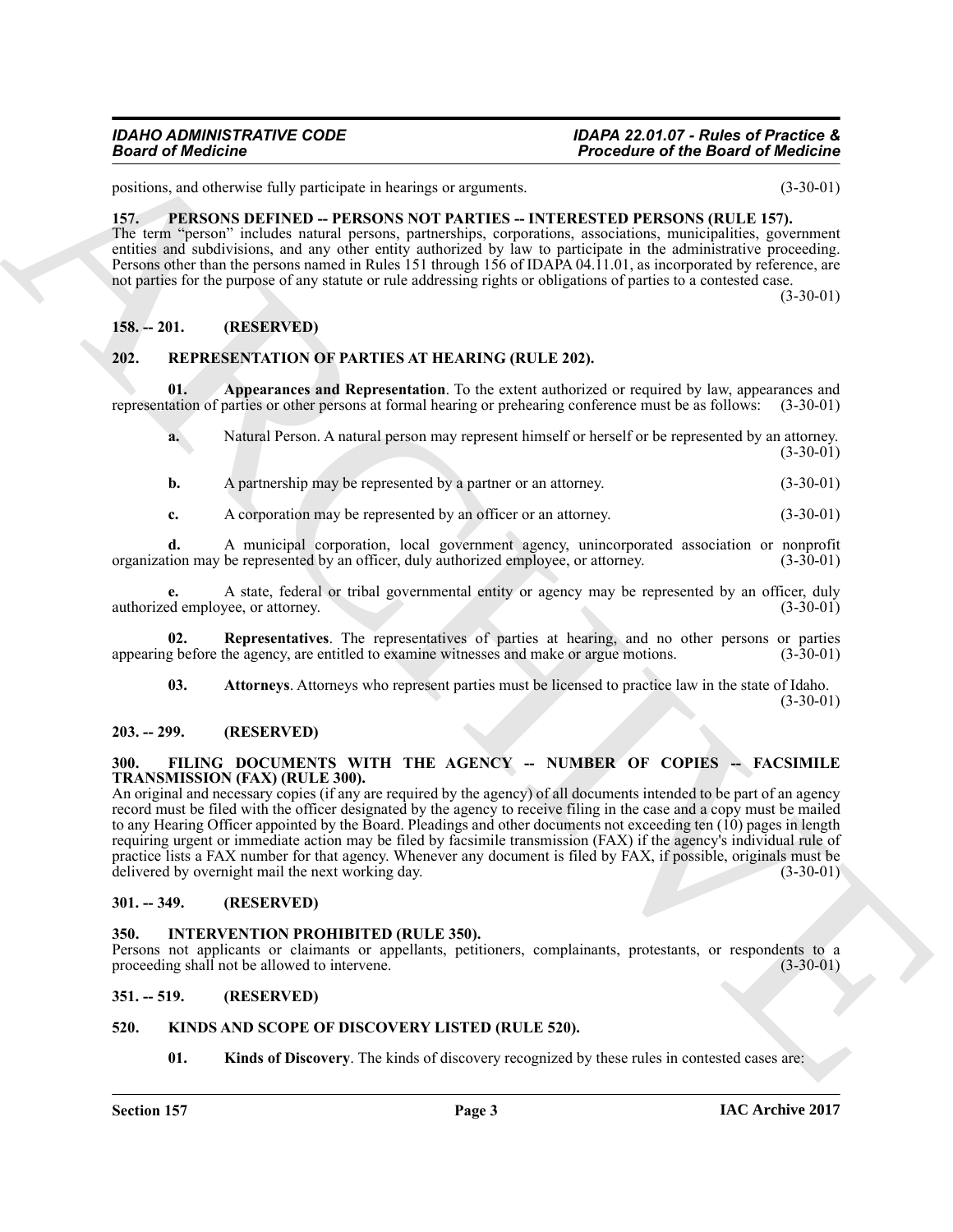positions, and otherwise fully participate in hearings or arguments. (3-30-01)

### 157. PERSONS DEFINED -- PERSONS NOT PARTIES -- INTERESTED PERSONS (RULE 157).

The term "person" includes natural persons, partnerships, corporations, associations, municipalities, government entities and subdivisions, and any other entity authorized by law to participate in the administrative proceeding. Persons other than the persons named in Rules 151 through 156 of IDAPA 04.11.01, as incorporated by reference, are not parties for the purpose of any statute or rule addressing rights or obligations of parties to a contested case. (3-30-01)

### 158. -- 201. (RESERVED)

### 202. REPRESENTATION OF PARTIES AT HEARING (RULE 202).

**01. Appearances and Representation**. To the extent authorized or required by law, appearances and representation of parties or other persons at formal hearing or prehearing conference must be as follows: (3-30-01)

**a.** Natural Person. A natural person may represent himself or herself or be represented by an attorney. (3-30-01)

**b.** A partnership may be represented by a partner or an attorney. (3-30-01)

**c.** A corporation may be represented by an officer or an attorney. (3-30-01)

**d.** A municipal corporation, local government agency, unincorporated association or nonprofit organization may be represented by an officer, duly authorized employee, or attorney. (3-30-01)

**e.** A state, federal or tribal governmental entity or agency may be represented by an officer, duly authorized employee, or attorney. (3-30-01)

**02. Representatives**. The representatives of parties at hearing, and no other persons or parties appearing before the agency, are entitled to examine witnesses and make or argue motions. (3-30-01)

**03. Attorneys**. Attorneys who represent parties must be licensed to practice law in the state of Idaho. (3-30-01)

### 203. -- 299. (RESERVED)

### 300. FILING DOCUMENTS WITH THE AGENCY -- NUMBER OF COPIES -- FACSIMILE TRANSMISSION (FAX) (RULE 300).

An original and necessary copies (if any are required by the agency) of all documents intended to be part of an agency record must be filed with the officer designated by the agency to receive filing in the case and a copy must be mailed to any Hearing Officer appointed by the Board. Pleadings and other documents not exceeding ten (10) pages in length requiring urgent or immediate action may be filed by facsimile transmission (FAX) if the agency's individual rule of practice lists a FAX number for that agency. Whenever any document is filed by FAX, if possible, originals must be delivered by overnight mail the next working day. (3-30-01)

### 301. -- 349. (RESERVED)

### 350. INTERVENTION PROHIBITED (RULE 350).

Persons not applicants or claimants or appellants, petitioners, complainants, protestants, or respondents to a proceeding shall not be allowed to intervene. (3-30-01)

### 351. -- 519. (RESERVED)

### 520. KINDS AND SCOPE OF DISCOVERY LISTED (RULE 520).

**01. Kinds of Discovery**. The kinds of discovery recognized by these rules in contested cases are: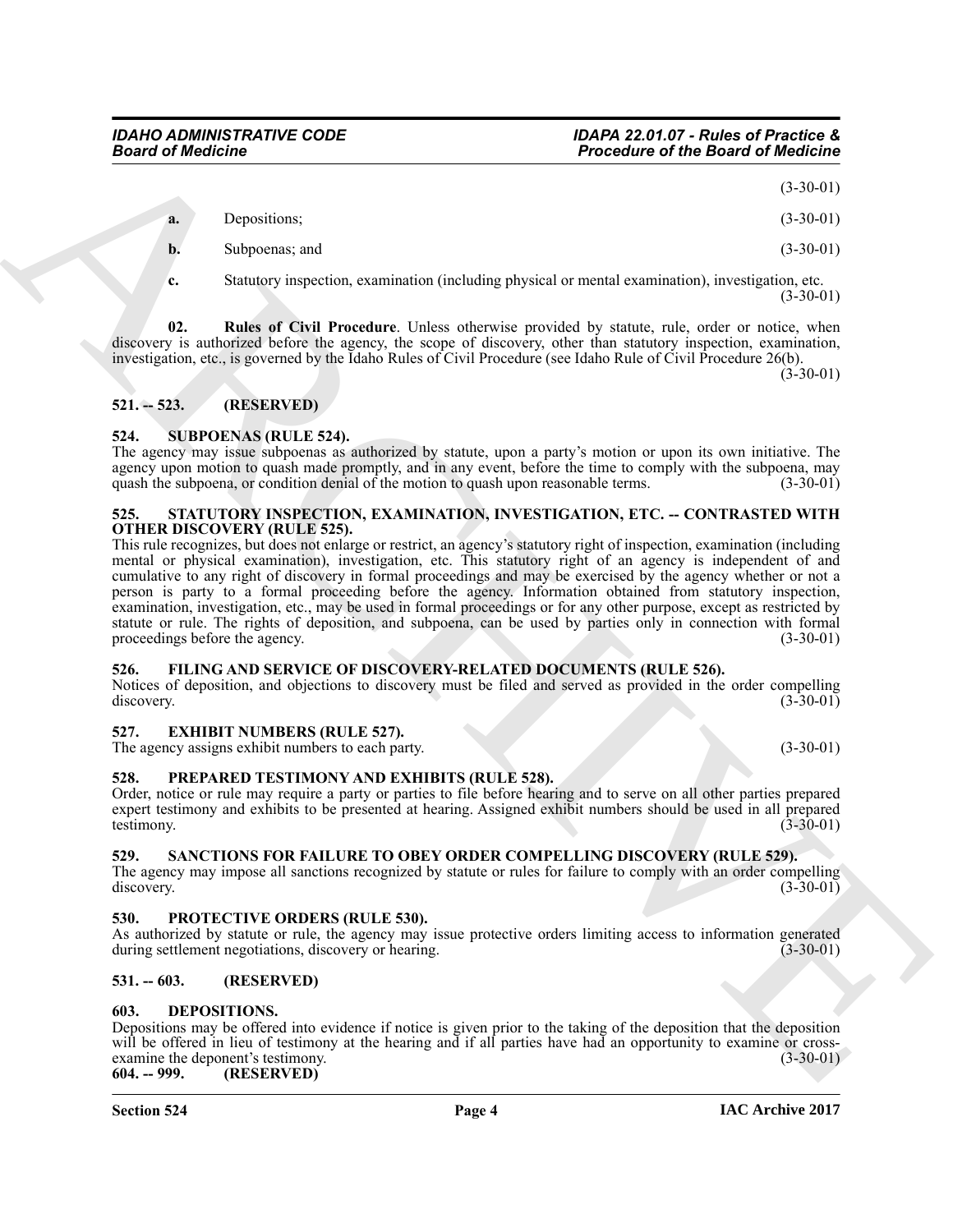(3-30-01)

**a.** Depositions; (3-30-01)

**b.** Subpoenas; and (3-30-01)

**c.** Statutory inspection, examination (including physical or mental examination), investigation, etc. (3-30-01)

**02. Rules of Civil Procedure**. Unless otherwise provided by statute, rule, order or notice, when discovery is authorized before the agency, the scope of discovery, other than statutory inspection, examination, investigation, etc., is governed by the Idaho Rules of Civil Procedure (see Idaho Rule of Civil Procedure 26(b)). (3-30-01)

### 521. -- 523. (RESERVED)

### 524. SUBPOENAS (RULE 524).

The agency may issue subpoenas as authorized by statute, upon a party's motion or upon its own initiative. The agency upon motion to quash made promptly, and in any event, before the time to comply with the subpoena, may quash the subpoena, or condition denial of the motion to quash upon reasonable terms. (3-30-01)

### 525. STATUTORY INSPECTION, EXAMINATION, INVESTIGATION, ETC. -- CONTRASTED WITH OTHER DISCOVERY (RULE 525).

This rule recognizes, but does not enlarge or restrict, an agency's statutory right of inspection, examination (including mental or physical examination), investigation, etc. This statutory right of an agency is independent of and cumulative to any right of discovery in formal proceedings and may be exercised by the agency whether or not a person is party to a formal proceeding before the agency. Information obtained from statutory inspection, examination, investigation, etc., may be used in formal proceedings or for any other purpose, except as restricted by statute or rule. The rights of deposition, and subpoena, can be used by parties only in connection with formal proceedings before the agency. (3-30-01)

### 526. FILING AND SERVICE OF DISCOVERY-RELATED DOCUMENTS (RULE 526).

Notices of deposition, and objections to discovery must be filed and served as provided in the order compelling discovery. (3-30-01)

### 527. EXHIBIT NUMBERS (RULE 527).

The agency assigns exhibit numbers to each party. (3-30-01)

### 528. PREPARED TESTIMONY AND EXHIBITS (RULE 528).

Order, notice or rule may require a party or parties to file before hearing and to serve on all other parties prepared expert testimony and exhibits to be presented at hearing. Assigned exhibit numbers should be used in all prepared testimony. (3-30-01)

### 529. SANCTIONS FOR FAILURE TO OBEY ORDER COMPELLING DISCOVERY (RULE 529).

The agency may impose all sanctions recognized by statute or rules for failure to comply with an order compelling discovery. (3-30-01)

### 530. PROTECTIVE ORDERS (RULE 530).

As authorized by statute or rule, the agency may issue protective orders limiting access to information generated during settlement negotiations, discovery or hearing. (3-30-01)

### 531. -- 603. (RESERVED)

### 603. DEPOSITIONS.

Depositions may be offered into evidence if notice is given prior to the taking of the deposition that the deposition will be offered in lieu of testimony at the hearing and if all parties have had an opportunity to examine or cross-examine the deponent's testimony. (3-30-01)

### 604. -- 999. (RESERVED)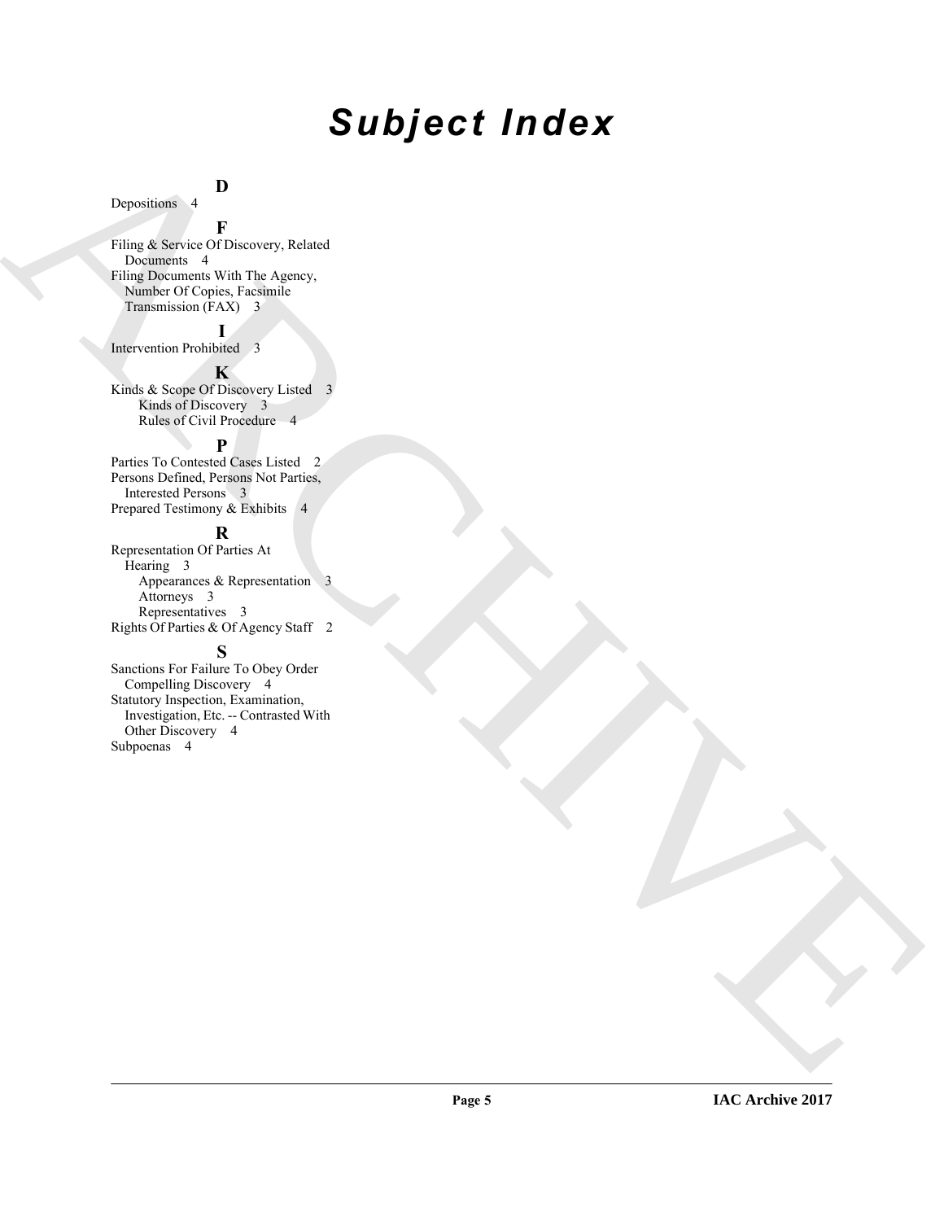# Subject Index

**D**

Depositions 4

**F**

Filing & Service Of Discovery, Related Documents 4

Filing Documents With The Agency, Number Of Copies, Facsimile Transmission (FAX) 3

**I**

Intervention Prohibited 3

**K**

Kinds & Scope Of Discovery Listed 3
- Kinds of Discovery 3
- Rules of Civil Procedure 4

**P**

Parties To Contested Cases Listed 2

Persons Defined, Persons Not Parties, Interested Persons 3

Prepared Testimony & Exhibits 4

**R**

Representation Of Parties At Hearing 3
- Appearances & Representation 3
- Attorneys 3
- Representatives 3

Rights Of Parties & Of Agency Staff 2

**S**

Sanctions For Failure To Obey Order Compelling Discovery 4

Statutory Inspection, Examination, Investigation, Etc. -- Contrasted With Other Discovery 4

Subpoenas 4